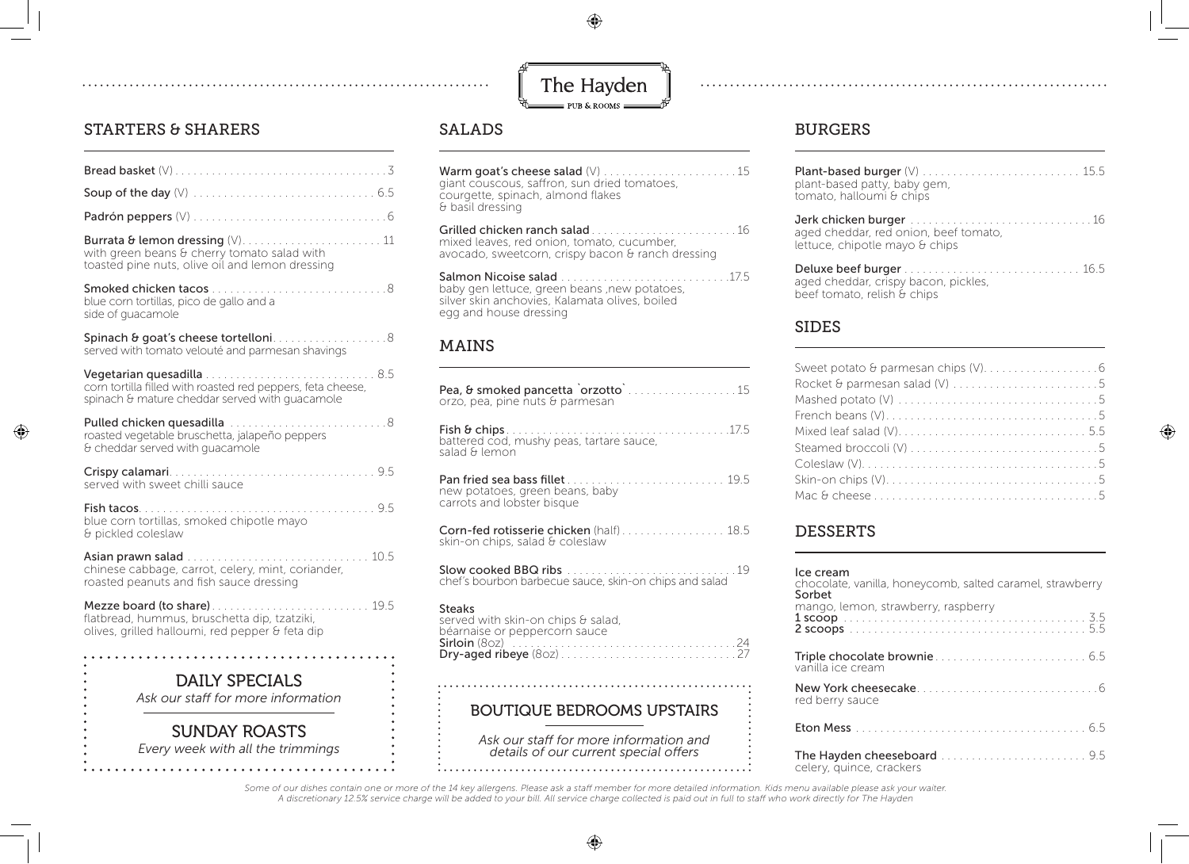# The Hayden

PUB & ROOMS

## STARTERS & SHARERS

**Bread basket** (V) ... 3

**Soup of the day** (V) ... 6.5

**Padrón peppers** (V) ... 6

**Burrata & lemon dressing** (V) ... 11
with green beans & cherry tomato salad with toasted pine nuts, olive oil and lemon dressing

**Smoked chicken tacos** ... 8
blue corn tortillas, pico de gallo and a side of guacamole

**Spinach & goat's cheese tortelloni** ... 8
served with tomato velouté and parmesan shavings

**Vegetarian quesadilla** ... 8.5
corn tortilla filled with roasted red peppers, feta cheese, spinach & mature cheddar served with guacamole

**Pulled chicken quesadilla** ... 8
roasted vegetable bruschetta, jalapeño peppers & cheddar served with guacamole

**Crispy calamari** ... 9.5
served with sweet chilli sauce

**Fish tacos** ... 9.5
blue corn tortillas, smoked chipotle mayo & pickled coleslaw

**Asian prawn salad** ... 10.5
chinese cabbage, carrot, celery, mint, coriander, roasted peanuts and fish sauce dressing

**Mezze board (to share)** ... 19.5
flatbread, hummus, bruschetta dip, tzatziki, olives, grilled halloumi, red pepper & feta dip

### DAILY SPECIALS

*Ask our staff for more information*

### SUNDAY ROASTS

*Every week with all the trimmings*

## SALADS

**Warm goat's cheese salad** (V) ... 15
giant couscous, saffron, sun dried tomatoes, courgette, spinach, almond flakes & basil dressing

**Grilled chicken ranch salad** ... 16
mixed leaves, red onion, tomato, cucumber, avocado, sweetcorn, crispy bacon & ranch dressing

**Salmon Nicoise salad** ... 17.5
baby gen lettuce, green beans ,new potatoes, silver skin anchovies, Kalamata olives, boiled egg and house dressing

## MAINS

**Pea, & smoked pancetta `orzotto`** ... 15
orzo, pea, pine nuts & parmesan

**Fish & chips** ... 17.5
battered cod, mushy peas, tartare sauce, salad & lemon

**Pan fried sea bass fillet** ... 19.5
new potatoes, green beans, baby carrots and lobster bisque

**Corn-fed rotisserie chicken** (half) ... 18.5
skin-on chips, salad & coleslaw

**Slow cooked BBQ ribs** ... 19
chef's bourbon barbecue sauce, skin-on chips and salad

**Steaks**
served with skin-on chips & salad, béarnaise or peppercorn sauce
**Sirloin** (8oz) ... 24
**Dry-aged ribeye** (8oz) ... 27

### BOUTIQUE BEDROOMS UPSTAIRS

*Ask our staff for more information and details of our current special offers*

## BURGERS

**Plant-based burger** (V) ... 15.5
plant-based patty, baby gem, tomato, halloumi & chips

**Jerk chicken burger** ... 16
aged cheddar, red onion, beef tomato, lettuce, chipotle mayo & chips

**Deluxe beef burger** ... 16.5
aged cheddar, crispy bacon, pickles, beef tomato, relish & chips

## SIDES

Sweet potato & parmesan chips (V) ... 6
Rocket & parmesan salad (V) ... 5
Mashed potato (V) ... 5
French beans (V) ... 5
Mixed leaf salad (V) ... 5.5
Steamed broccoli (V) ... 5
Coleslaw (V) ... 5
Skin-on chips (V) ... 5
Mac & cheese ... 5

## DESSERTS

**Ice cream**
chocolate, vanilla, honeycomb, salted caramel, strawberry
**Sorbet**
mango, lemon, strawberry, raspberry
**1 scoop** ... 3.5
**2 scoops** ... 5.5

**Triple chocolate brownie** ... 6.5
vanilla ice cream

**New York cheesecake** ... 6
red berry sauce

**Eton Mess** ... 6.5

**The Hayden cheeseboard** ... 9.5
celery, quince, crackers

*Some of our dishes contain one or more of the 14 key allergens. Please ask a staff member for more detailed information. Kids menu available please ask your waiter.*
*A discretionary 12.5% service charge will be added to your bill. All service charge collected is paid out in full to staff who work directly for The Hayden*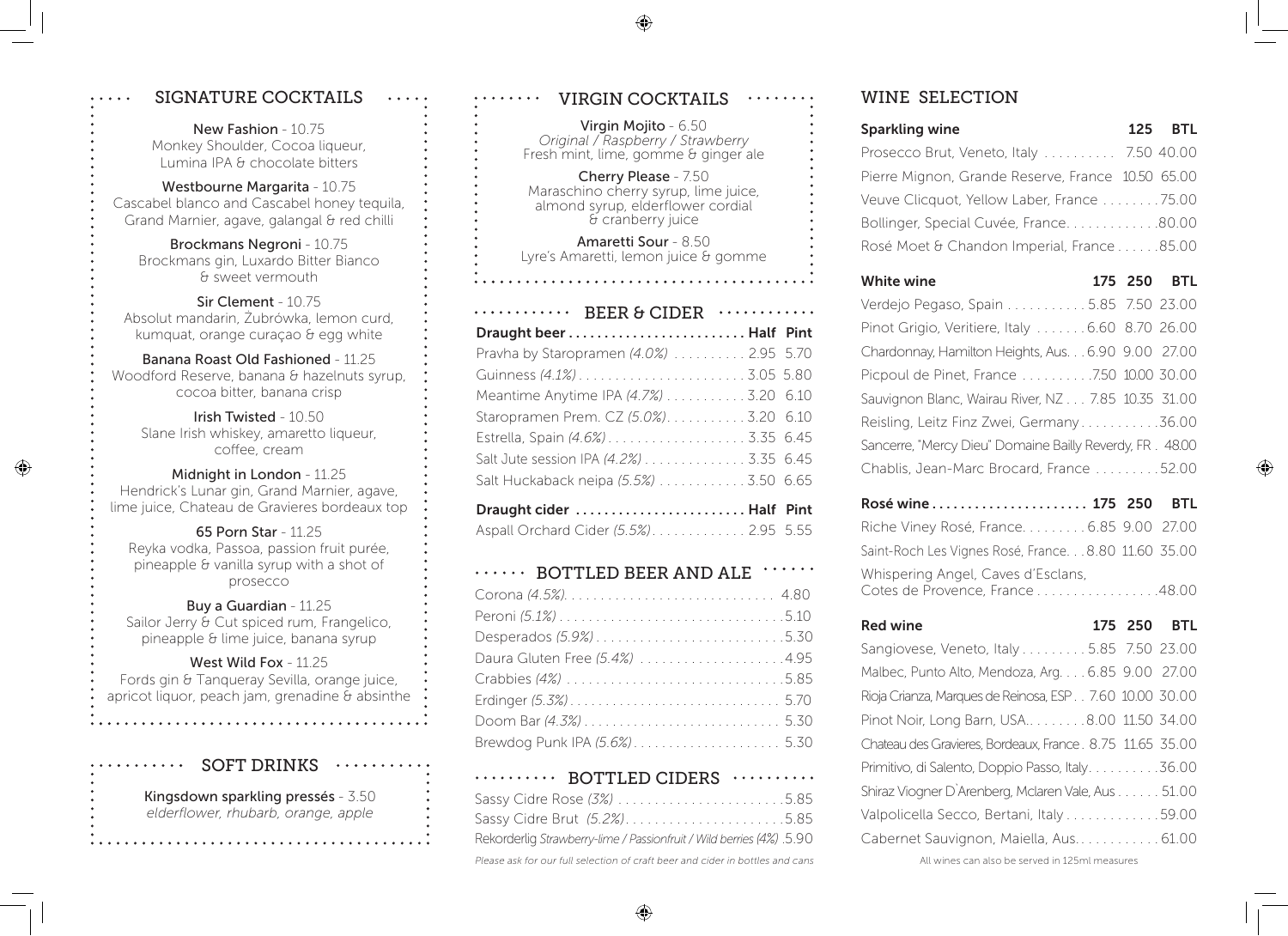## SIGNATURE COCKTAILS

**New Fashion** - 10.75
Monkey Shoulder, Cocoa liqueur, Lumina IPA & chocolate bitters

**Westbourne Margarita** - 10.75
Cascabel blanco and Cascabel honey tequila, Grand Marnier, agave, galangal & red chilli

**Brockmans Negroni** - 10.75
Brockmans gin, Luxardo Bitter Bianco & sweet vermouth

**Sir Clement** - 10.75
Absolut mandarin, Żubrówka, lemon curd, kumquat, orange curaçao & egg white

**Banana Roast Old Fashioned** - 11.25
Woodford Reserve, banana & hazelnuts syrup, cocoa bitter, banana crisp

**Irish Twisted** - 10.50
Slane Irish whiskey, amaretto liqueur, coffee, cream

**Midnight in London** - 11.25
Hendrick's Lunar gin, Grand Marnier, agave, lime juice, Chateau de Gravieres bordeaux top

**65 Porn Star** - 11.25
Reyka vodka, Passoa, passion fruit purée, pineapple & vanilla syrup with a shot of prosecco

**Buy a Guardian** - 11.25
Sailor Jerry & Cut spiced rum, Frangelico, pineapple & lime juice, banana syrup

**West Wild Fox** - 11.25
Fords gin & Tanqueray Sevilla, orange juice, apricot liquor, peach jam, grenadine & absinthe

## SOFT DRINKS

**Kingsdown sparkling pressés** - 3.50
*elderflower, rhubarb, orange, apple*

## VIRGIN COCKTAILS

**Virgin Mojito** - 6.50
*Original / Raspberry / Strawberry*
Fresh mint, lime, gomme & ginger ale

**Cherry Please** - 7.50
Maraschino cherry syrup, lime juice, almond syrup, elderflower cordial & cranberry juice

**Amaretti Sour** - 8.50
Lyre's Amaretti, lemon juice & gomme

## BEER & CIDER

| Draught beer | Half | Pint |
|---|---|---|
| Pravha by Staropramen *(4.0%)* | 2.95 | 5.70 |
| Guinness *(4.1%)* | 3.05 | 5.80 |
| Meantime Anytime IPA *(4.7%)* | 3.20 | 6.10 |
| Staropramen Prem. CZ *(5.0%)* | 3.20 | 6.10 |
| Estrella, Spain *(4.6%)* | 3.35 | 6.45 |
| Salt Jute session IPA *(4.2%)* | 3.35 | 6.45 |
| Salt Huckaback neipa *(5.5%)* | 3.50 | 6.65 |

| Draught cider | Half | Pint |
|---|---|---|
| Aspall Orchard Cider *(5.5%)* | 2.95 | 5.55 |

## BOTTLED BEER AND ALE

| | |
|---|---|
| Corona *(4.5%)* | 4.80 |
| Peroni *(5.1%)* | 5.10 |
| Desperados *(5.9%)* | 5.30 |
| Daura Gluten Free *(5.4%)* | 4.95 |
| Crabbies *(4%)* | 5.85 |
| Erdinger *(5.3%)* | 5.70 |
| Doom Bar *(4.3%)* | 5.30 |
| Brewdog Punk IPA *(5.6%)* | 5.30 |

## BOTTLED CIDERS

| | |
|---|---|
| Sassy Cidre Rose *(3%)* | 5.85 |
| Sassy Cidre Brut *(5.2%)* | 5.85 |
| Rekorderlig *Strawberry-lime / Passionfruit / Wild berries (4%)* | 5.90 |

*Please ask for our full selection of craft beer and cider in bottles and cans*

## WINE SELECTION

| Sparkling wine | 125 | BTL |
|---|---|---|
| Prosecco Brut, Veneto, Italy | 7.50 | 40.00 |
| Pierre Mignon, Grande Reserve, France | 10.50 | 65.00 |
| Veuve Clicquot, Yellow Laber, France | | 75.00 |
| Bollinger, Special Cuvée, France | | 80.00 |
| Rosé Moet & Chandon Imperial, France | | 85.00 |

| White wine | 175 | 250 | BTL |
|---|---|---|---|
| Verdejo Pegaso, Spain | 5.85 | 7.50 | 23.00 |
| Pinot Grigio, Veritiere, Italy | 6.60 | 8.70 | 26.00 |
| Chardonnay, Hamilton Heights, Aus. | 6.90 | 9.00 | 27.00 |
| Picpoul de Pinet, France | 7.50 | 10.00 | 30.00 |
| Sauvignon Blanc, Wairau River, NZ | 7.85 | 10.35 | 31.00 |
| Reisling, Leitz Finz Zwei, Germany | | | 36.00 |
| Sancerre, "Mercy Dieu" Domaine Bailly Reverdy, FR | | | 48.00 |
| Chablis, Jean-Marc Brocard, France | | | 52.00 |

| Rosé wine | 175 | 250 | BTL |
|---|---|---|---|
| Riche Viney Rosé, France | 6.85 | 9.00 | 27.00 |
| Saint-Roch Les Vignes Rosé, France | 8.80 | 11.60 | 35.00 |
| Whispering Angel, Caves d'Esclans, Cotes de Provence, France | | | 48.00 |

| Red wine | 175 | 250 | BTL |
|---|---|---|---|
| Sangiovese, Veneto, Italy | 5.85 | 7.50 | 23.00 |
| Malbec, Punto Alto, Mendoza, Arg. | 6.85 | 9.00 | 27.00 |
| Rioja Crianza, Marques de Reinosa, ESP | 7.60 | 10.00 | 30.00 |
| Pinot Noir, Long Barn, USA. | 8.00 | 11.50 | 34.00 |
| Chateau des Gravieres, Bordeaux, France | 8.75 | 11.65 | 35.00 |
| Primitivo, di Salento, Doppio Passo, Italy | | | 36.00 |
| Shiraz Viogner D`Arenberg, Mclaren Vale, Aus | | | 51.00 |
| Valpolicella Secco, Bertani, Italy | | | 59.00 |
| Cabernet Sauvignon, Maiella, Aus. | | | 61.00 |

All wines can also be served in 125ml measures